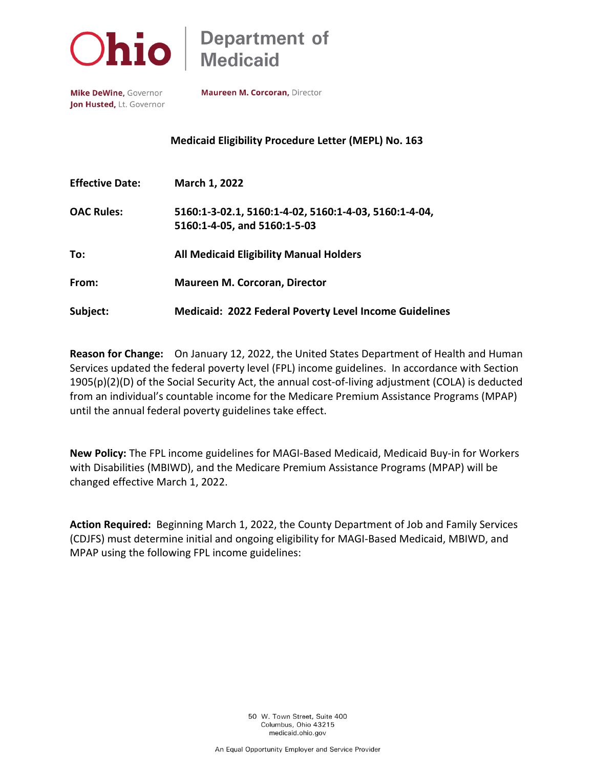# Ohio | Department of Medicaid

**Mike DeWine,** Governor
**Jon Husted,** Lt. Governor

**Maureen M. Corcoran,** Director

## Medicaid Eligibility Procedure Letter (MEPL) No. 163

| | |
|---|---|
| **Effective Date:** | **March 1, 2022** |
| **OAC Rules:** | **5160:1-3-02.1, 5160:1-4-02, 5160:1-4-03, 5160:1-4-04, 5160:1-4-05, and 5160:1-5-03** |
| **To:** | **All Medicaid Eligibility Manual Holders** |
| **From:** | **Maureen M. Corcoran, Director** |
| **Subject:** | **Medicaid: 2022 Federal Poverty Level Income Guidelines** |

**Reason for Change:** On January 12, 2022, the United States Department of Health and Human Services updated the federal poverty level (FPL) income guidelines. In accordance with Section 1905(p)(2)(D) of the Social Security Act, the annual cost-of-living adjustment (COLA) is deducted from an individual's countable income for the Medicare Premium Assistance Programs (MPAP) until the annual federal poverty guidelines take effect.

**New Policy:** The FPL income guidelines for MAGI-Based Medicaid, Medicaid Buy-in for Workers with Disabilities (MBIWD), and the Medicare Premium Assistance Programs (MPAP) will be changed effective March 1, 2022.

**Action Required:** Beginning March 1, 2022, the County Department of Job and Family Services (CDJFS) must determine initial and ongoing eligibility for MAGI-Based Medicaid, MBIWD, and MPAP using the following FPL income guidelines: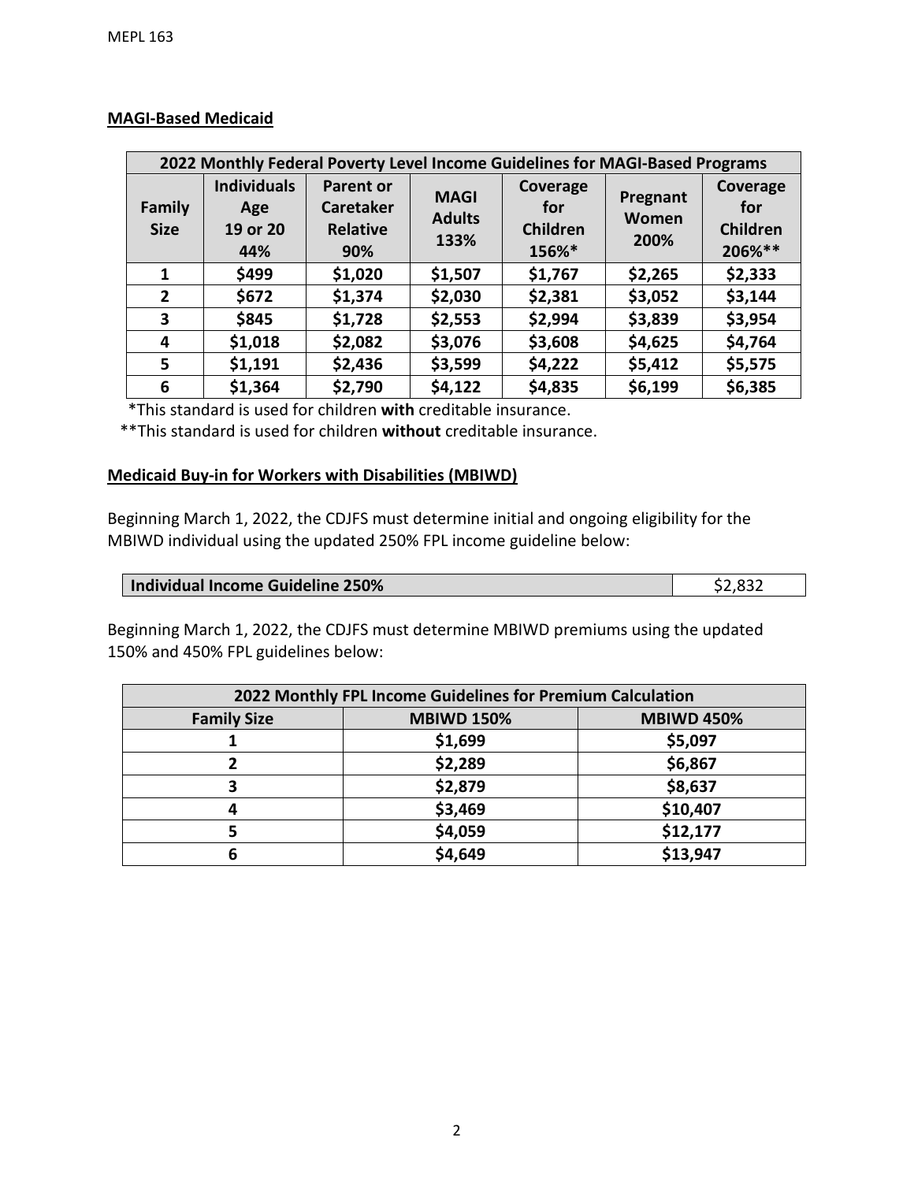**MAGI-Based Medicaid**

| 2022 Monthly Federal Poverty Level Income Guidelines for MAGI-Based Programs | | | | | | |
|---|---|---|---|---|---|---|
| **Family Size** | **Individuals Age 19 or 20 44%** | **Parent or Caretaker Relative 90%** | **MAGI Adults 133%** | **Coverage for Children 156%*** | **Pregnant Women 200%** | **Coverage for Children 206%**** |
| **1** | **$499** | **$1,020** | **$1,507** | **$1,767** | **$2,265** | **$2,333** |
| **2** | **$672** | **$1,374** | **$2,030** | **$2,381** | **$3,052** | **$3,144** |
| **3** | **$845** | **$1,728** | **$2,553** | **$2,994** | **$3,839** | **$3,954** |
| **4** | **$1,018** | **$2,082** | **$3,076** | **$3,608** | **$4,625** | **$4,764** |
| **5** | **$1,191** | **$2,436** | **$3,599** | **$4,222** | **$5,412** | **$5,575** |
| **6** | **$1,364** | **$2,790** | **$4,122** | **$4,835** | **$6,199** | **$6,385** |

*This standard is used for children **with** creditable insurance.

**This standard is used for children **without** creditable insurance.

**Medicaid Buy-in for Workers with Disabilities (MBIWD)**

Beginning March 1, 2022, the CDJFS must determine initial and ongoing eligibility for the MBIWD individual using the updated 250% FPL income guideline below:

| **Individual Income Guideline 250%** | $2,832 |
|---|---|

Beginning March 1, 2022, the CDJFS must determine MBIWD premiums using the updated 150% and 450% FPL guidelines below:

| 2022 Monthly FPL Income Guidelines for Premium Calculation | | |
|---|---|---|
| **Family Size** | **MBIWD 150%** | **MBIWD 450%** |
| **1** | **$1,699** | **$5,097** |
| **2** | **$2,289** | **$6,867** |
| **3** | **$2,879** | **$8,637** |
| **4** | **$3,469** | **$10,407** |
| **5** | **$4,059** | **$12,177** |
| **6** | **$4,649** | **$13,947** |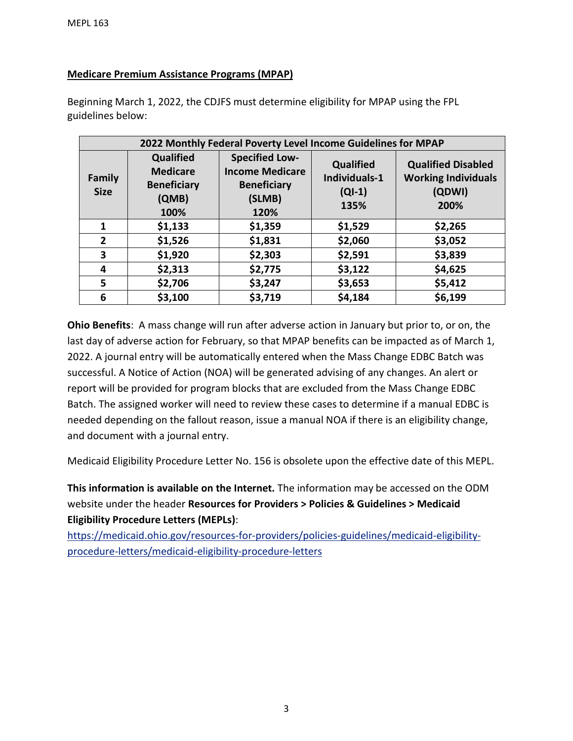**Medicare Premium Assistance Programs (MPAP)**

Beginning March 1, 2022, the CDJFS must determine eligibility for MPAP using the FPL guidelines below:

| 2022 Monthly Federal Poverty Level Income Guidelines for MPAP | | | | |
|---|---|---|---|---|
| **Family Size** | **Qualified Medicare Beneficiary (QMB) 100%** | **Specified Low-Income Medicare Beneficiary (SLMB) 120%** | **Qualified Individuals-1 (QI-1) 135%** | **Qualified Disabled Working Individuals (QDWI) 200%** |
| **1** | **$1,133** | **$1,359** | **$1,529** | **$2,265** |
| **2** | **$1,526** | **$1,831** | **$2,060** | **$3,052** |
| **3** | **$1,920** | **$2,303** | **$2,591** | **$3,839** |
| **4** | **$2,313** | **$2,775** | **$3,122** | **$4,625** |
| **5** | **$2,706** | **$3,247** | **$3,653** | **$5,412** |
| **6** | **$3,100** | **$3,719** | **$4,184** | **$6,199** |

**Ohio Benefits**: A mass change will run after adverse action in January but prior to, or on, the last day of adverse action for February, so that MPAP benefits can be impacted as of March 1, 2022. A journal entry will be automatically entered when the Mass Change EDBC Batch was successful. A Notice of Action (NOA) will be generated advising of any changes. An alert or report will be provided for program blocks that are excluded from the Mass Change EDBC Batch. The assigned worker will need to review these cases to determine if a manual EDBC is needed depending on the fallout reason, issue a manual NOA if there is an eligibility change, and document with a journal entry.

Medicaid Eligibility Procedure Letter No. 156 is obsolete upon the effective date of this MEPL.

**This information is available on the Internet.** The information may be accessed on the ODM website under the header **Resources for Providers > Policies & Guidelines > Medicaid Eligibility Procedure Letters (MEPLs)**:
https://medicaid.ohio.gov/resources-for-providers/policies-guidelines/medicaid-eligibility-procedure-letters/medicaid-eligibility-procedure-letters